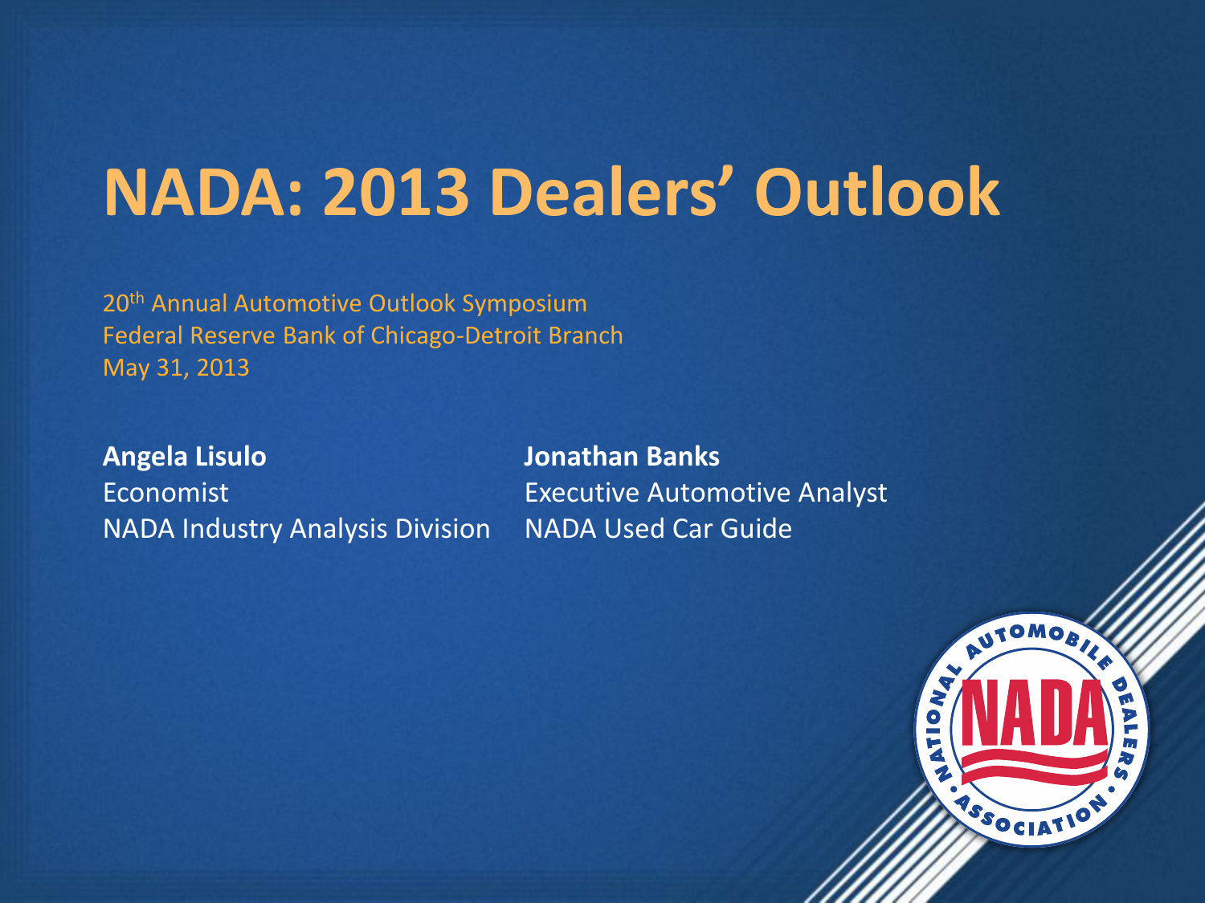# NADA: 2013 Dealers' Outlook

20th Annual Automotive Outlook Symposium
Federal Reserve Bank of Chicago-Detroit Branch
May 31, 2013

**Angela Lisulo**
Economist
NADA Industry Analysis Division

**Jonathan Banks**
Executive Automotive Analyst
NADA Used Car Guide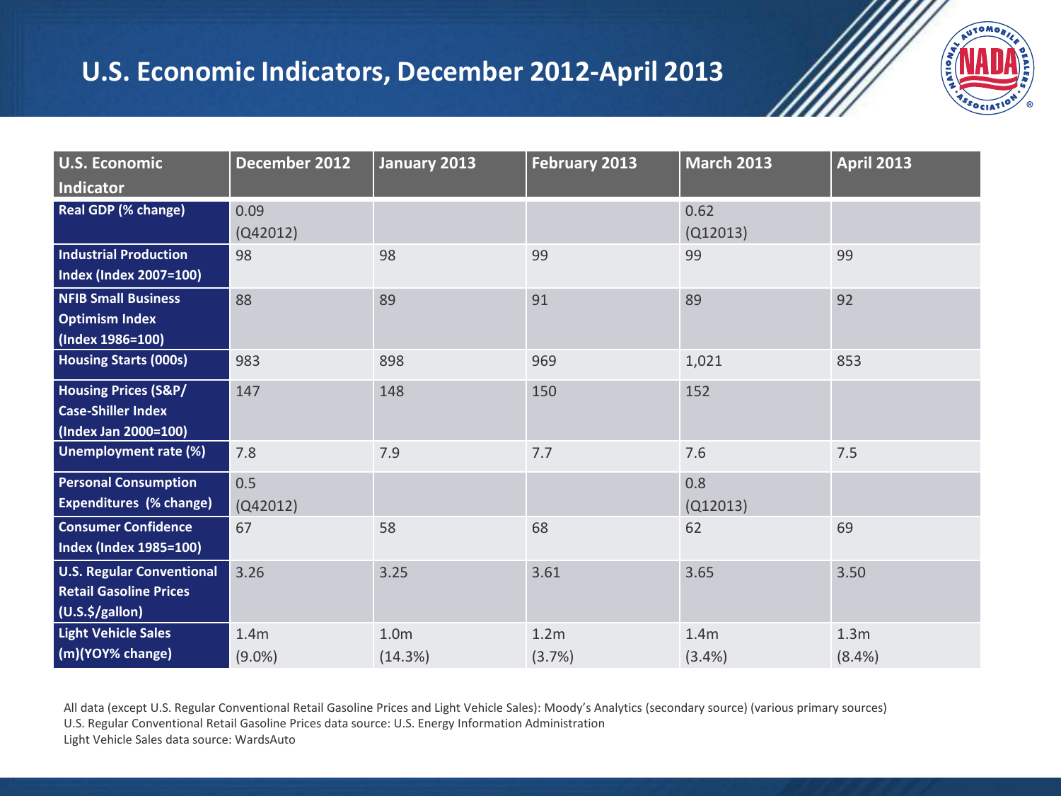## U.S. Economic Indicators, December 2012-April 2013

| U.S. Economic Indicator | December 2012 | January 2013 | February 2013 | March 2013 | April 2013 |
|---|---|---|---|---|---|
| Real GDP (% change) | 0.09 (Q42012) | | | 0.62 (Q12013) | |
| Industrial Production Index (Index 2007=100) | 98 | 98 | 99 | 99 | 99 |
| NFIB Small Business Optimism Index (Index 1986=100) | 88 | 89 | 91 | 89 | 92 |
| Housing Starts (000s) | 983 | 898 | 969 | 1,021 | 853 |
| Housing Prices (S&P/ Case-Shiller Index (Index Jan 2000=100) | 147 | 148 | 150 | 152 | |
| Unemployment rate (%) | 7.8 | 7.9 | 7.7 | 7.6 | 7.5 |
| Personal Consumption Expenditures (% change) | 0.5 (Q42012) | | | 0.8 (Q12013) | |
| Consumer Confidence Index (Index 1985=100) | 67 | 58 | 68 | 62 | 69 |
| U.S. Regular Conventional Retail Gasoline Prices (U.S.$/gallon) | 3.26 | 3.25 | 3.61 | 3.65 | 3.50 |
| Light Vehicle Sales (m)(YOY% change) | 1.4m (9.0%) | 1.0m (14.3%) | 1.2m (3.7%) | 1.4m (3.4%) | 1.3m (8.4%) |

All data (except U.S. Regular Conventional Retail Gasoline Prices and Light Vehicle Sales): Moody's Analytics (secondary source) (various primary sources)
U.S. Regular Conventional Retail Gasoline Prices data source: U.S. Energy Information Administration
Light Vehicle Sales data source: WardsAuto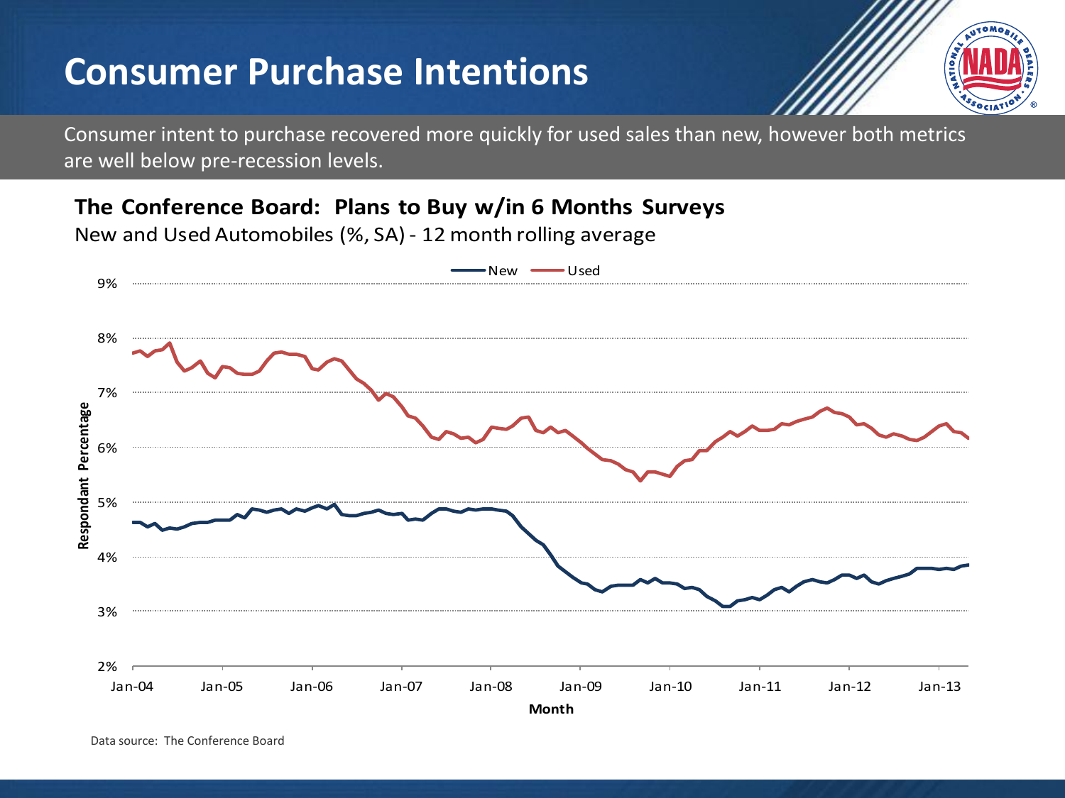# Consumer Purchase Intentions

Consumer intent to purchase recovered more quickly for used sales than new, however both metrics are well below pre-recession levels.

**The Conference Board: Plans to Buy w/in 6 Months Surveys**

New and Used Automobiles (%, SA) - 12 month rolling average

Data source: The Conference Board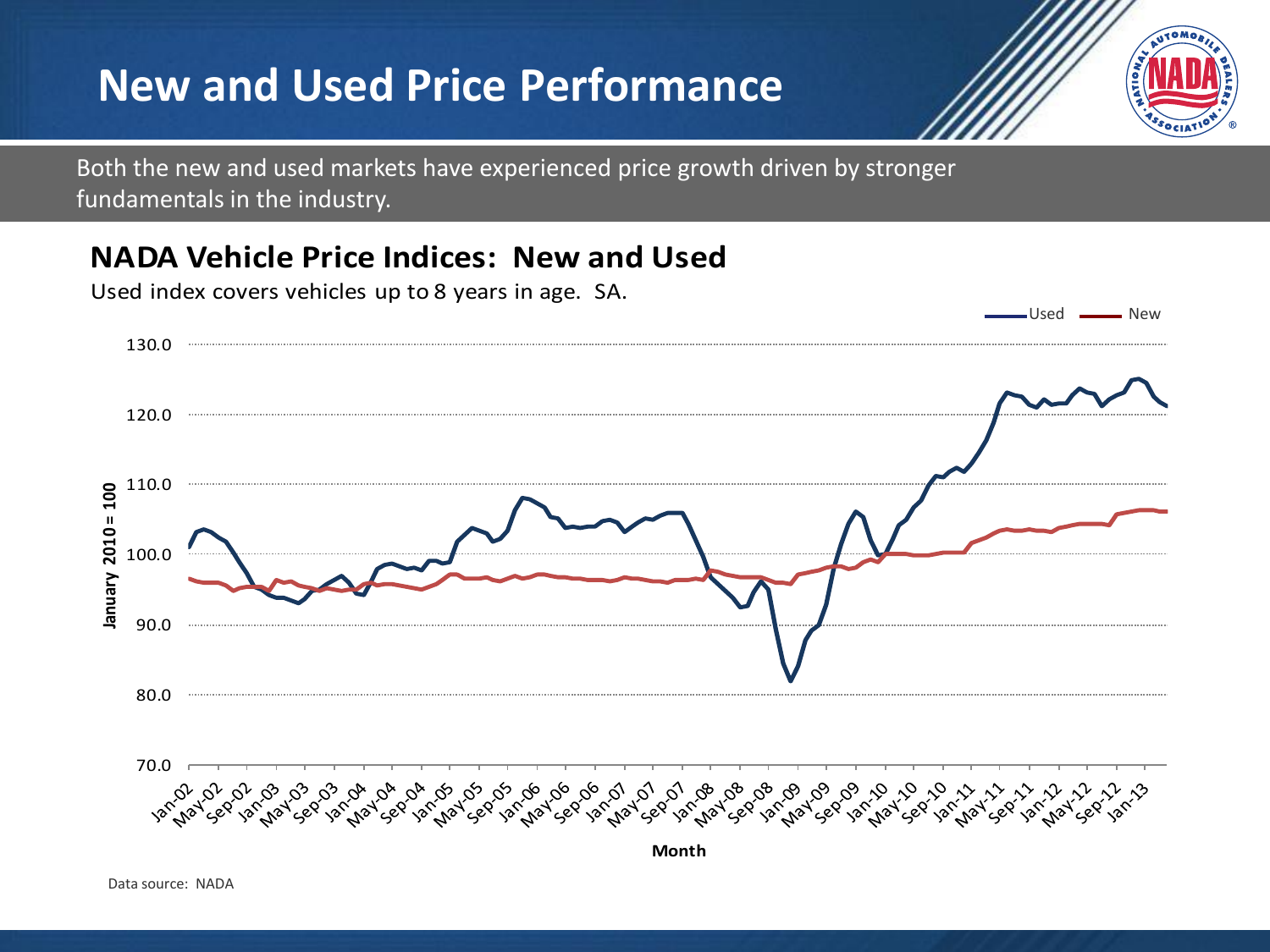# New and Used Price Performance

Both the new and used markets have experienced price growth driven by stronger fundamentals in the industry.

## NADA Vehicle Price Indices: New and Used

Used index covers vehicles up to 8 years in age. SA.

Data source: NADA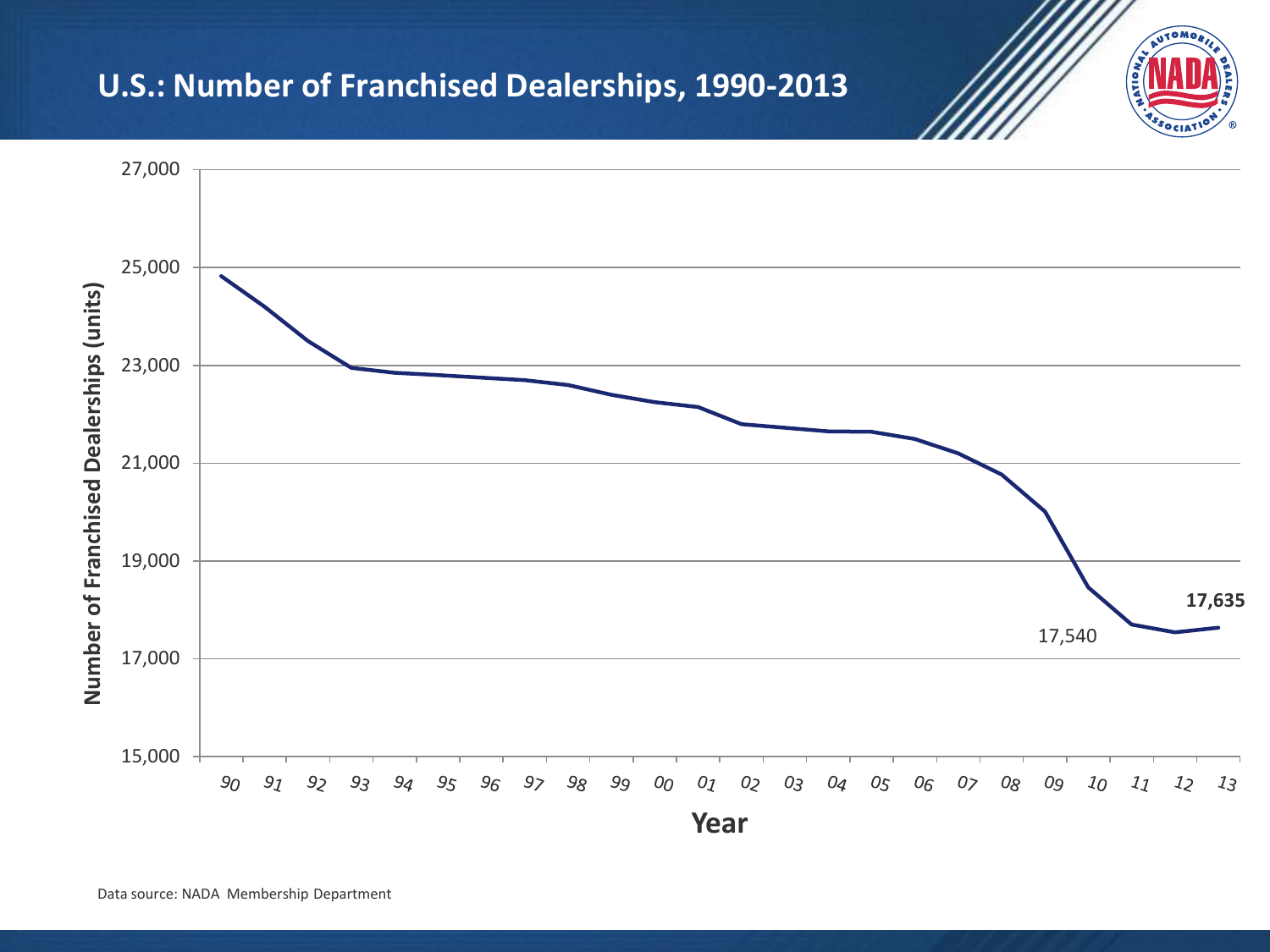# U.S.: Number of Franchised Dealerships, 1990-2013

Number of Franchised Dealerships (units)

27,000
25,000
23,000
21,000
19,000
17,000
15,000

17,540

**17,635**

90 91 92 93 94 95 96 97 98 99 00 01 02 03 04 05 06 07 08 09 10 11 12 13

**Year**

Data source: NADA Membership Department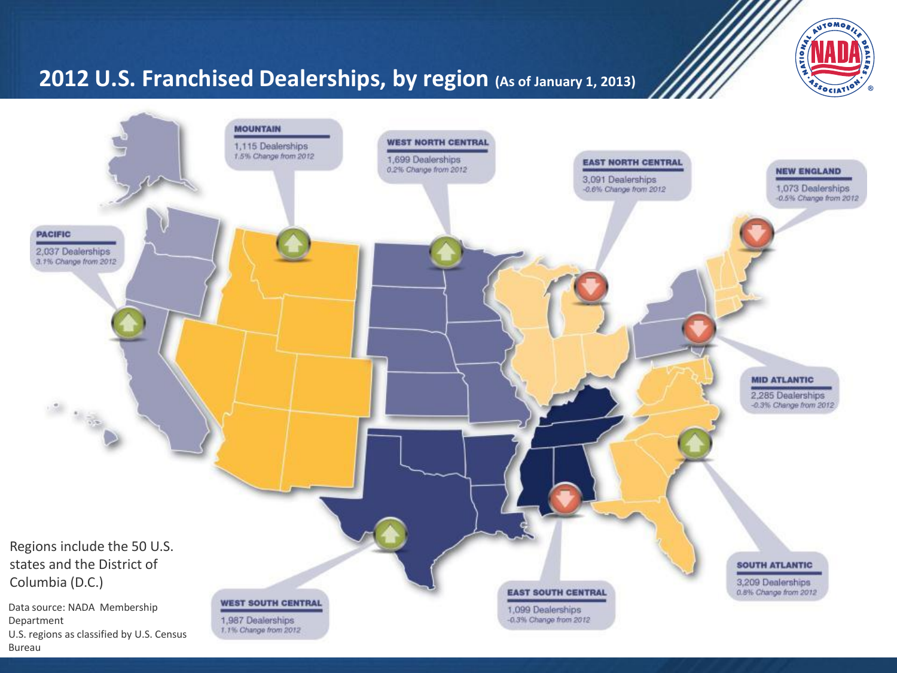# 2012 U.S. Franchised Dealerships, by region (As of January 1, 2013)

**MOUNTAIN**
1,115 Dealerships
*1.5% Change from 2012*

**WEST NORTH CENTRAL**
1,699 Dealerships
*0.2% Change from 2012*

**EAST NORTH CENTRAL**
3,091 Dealerships
*-0.6% Change from 2012*

**NEW ENGLAND**
1,073 Dealerships
*-0.5% Change from 2012*

**PACIFIC**
2,037 Dealerships
*3.1% Change from 2012*

**MID ATLANTIC**
2,285 Dealerships
*-0.3% Change from 2012*

**SOUTH ATLANTIC**
3,209 Dealerships
*0.8% Change from 2012*

**EAST SOUTH CENTRAL**
1,099 Dealerships
*-0.3% Change from 2012*

**WEST SOUTH CENTRAL**
1,987 Dealerships
*1.1% Change from 2012*

Regions include the 50 U.S. states and the District of Columbia (D.C.)

Data source: NADA Membership Department
U.S. regions as classified by U.S. Census Bureau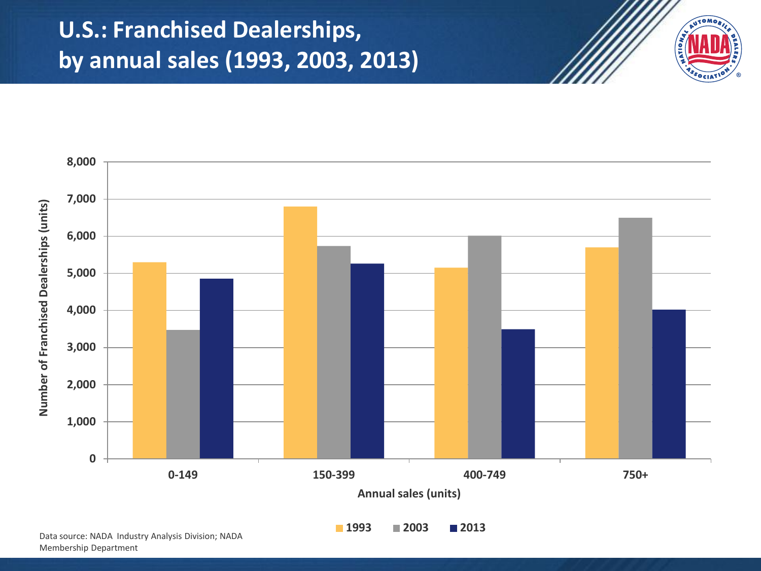# U.S.: Franchised Dealerships, by annual sales (1993, 2003, 2013)

Number of Franchised Dealerships (units)

8,000
7,000
6,000
5,000
4,000
3,000
2,000
1,000
0

0-149 | 150-399 | 400-749 | 750+

Annual sales (units)

1993 | 2003 | 2013

Data source: NADA Industry Analysis Division; NADA Membership Department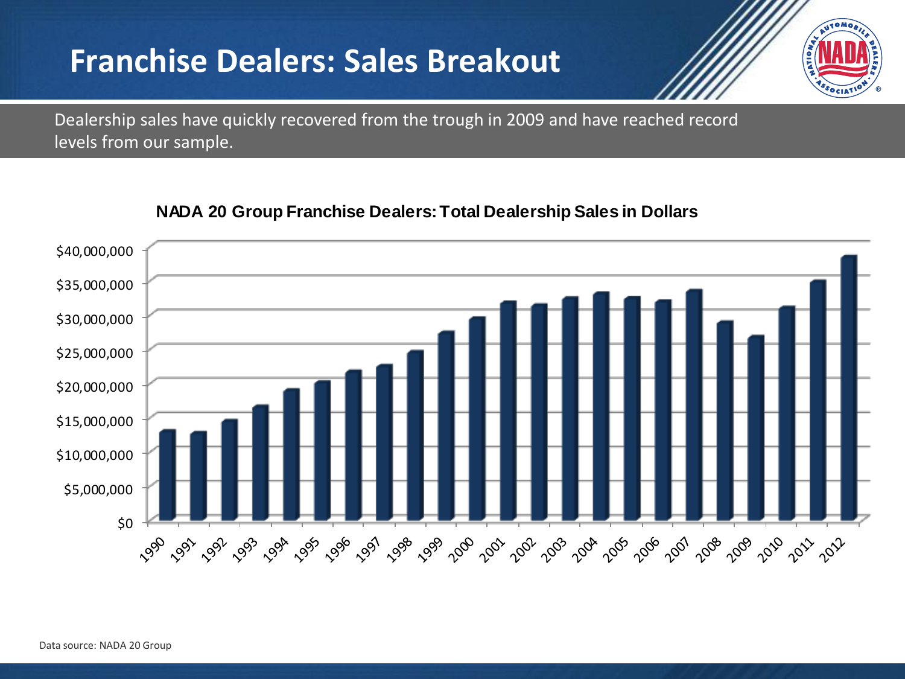# Franchise Dealers: Sales Breakout

Dealership sales have quickly recovered from the trough in 2009 and have reached record levels from our sample.

**NADA 20 Group Franchise Dealers: Total Dealership Sales in Dollars**

$40,000,000
$35,000,000
$30,000,000
$25,000,000
$20,000,000
$15,000,000
$10,000,000
$5,000,000
$0

1990 1991 1992 1993 1994 1995 1996 1997 1998 1999 2000 2001 2002 2003 2004 2005 2006 2007 2008 2009 2010 2011 2012

Data source: NADA 20 Group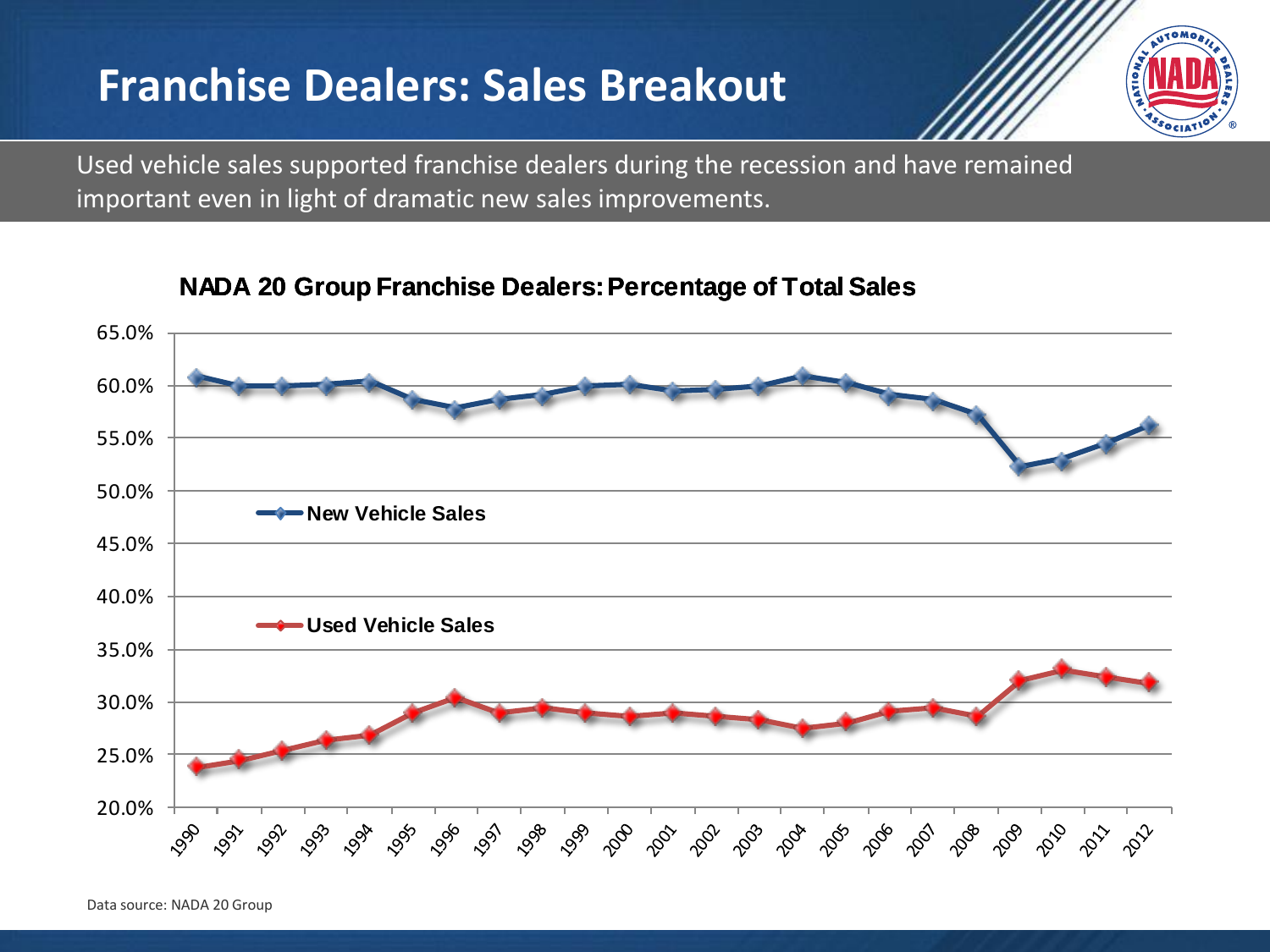# Franchise Dealers: Sales Breakout

Used vehicle sales supported franchise dealers during the recession and have remained important even in light of dramatic new sales improvements.

**NADA 20 Group Franchise Dealers: Percentage of Total Sales**

Data source: NADA 20 Group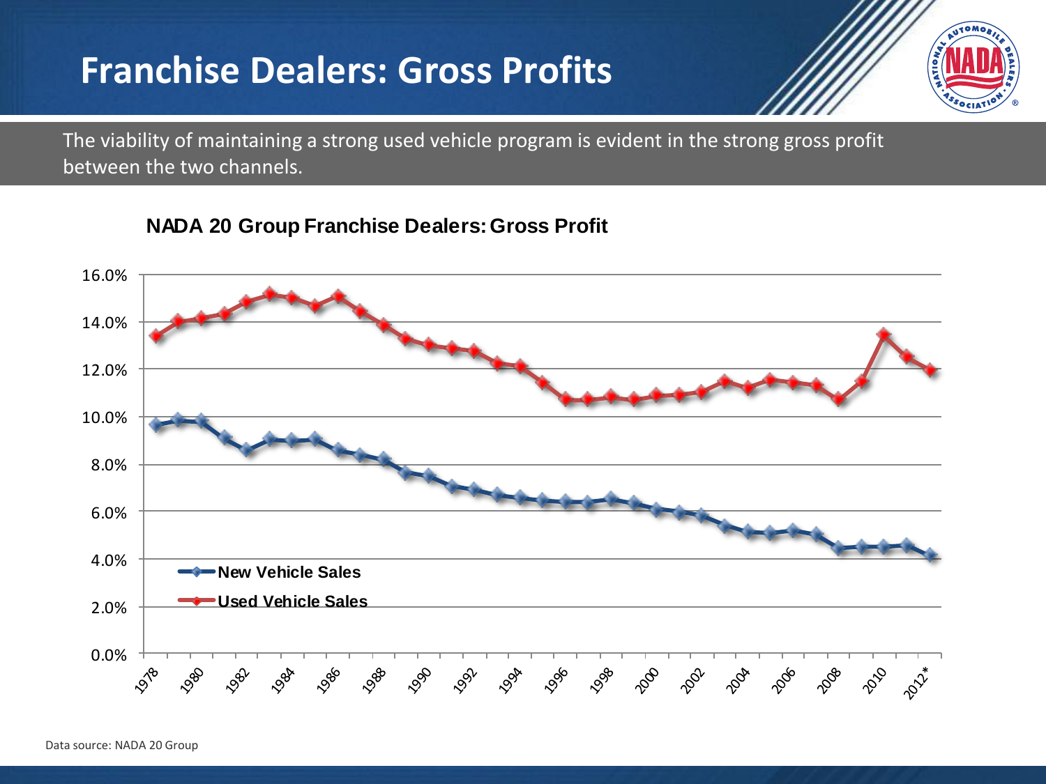# Franchise Dealers: Gross Profits

The viability of maintaining a strong used vehicle program is evident in the strong gross profit between the two channels.

**NADA 20 Group Franchise Dealers: Gross Profit**

Data source: NADA 20 Group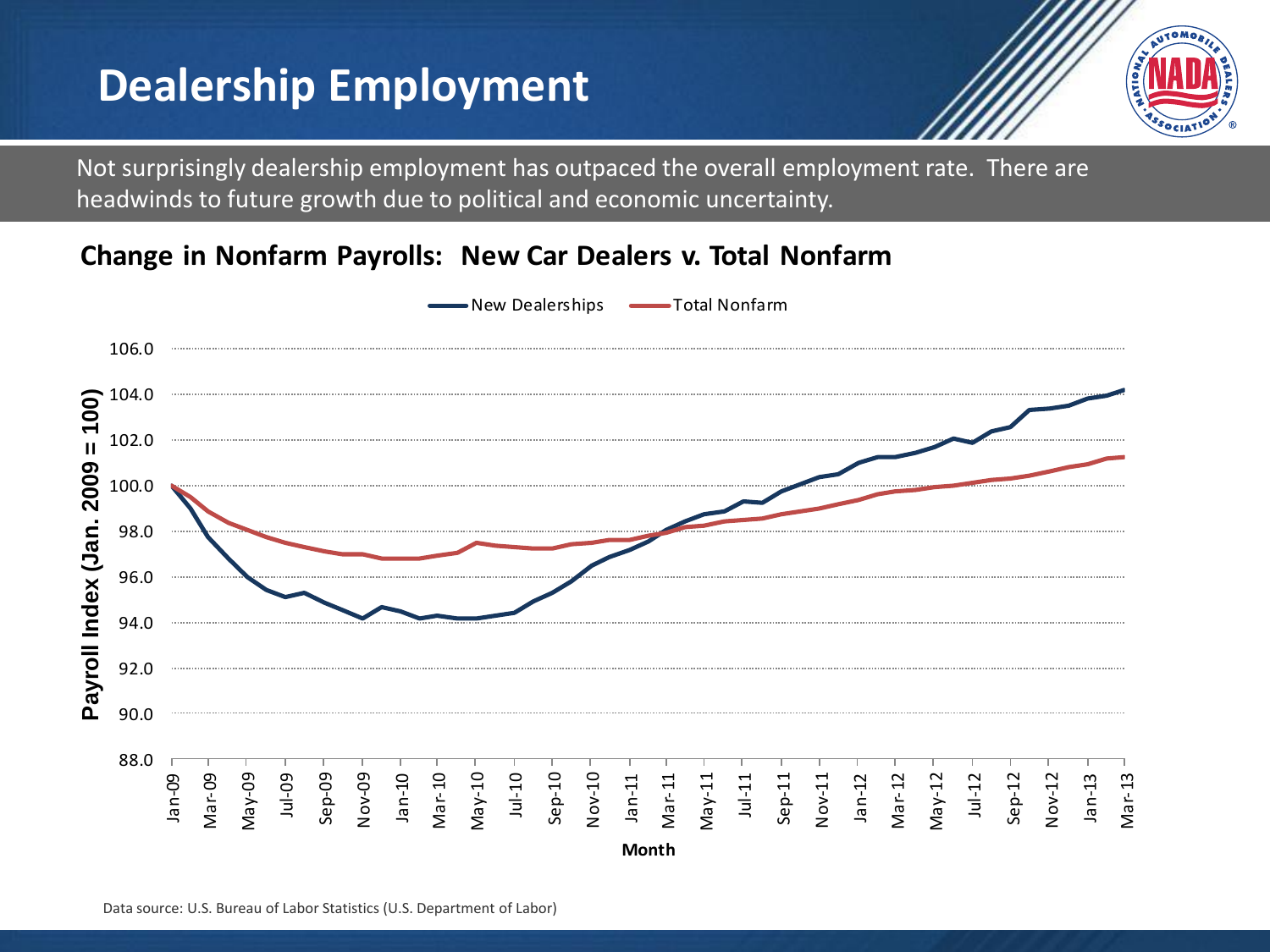# Dealership Employment

Not surprisingly dealership employment has outpaced the overall employment rate. There are headwinds to future growth due to political and economic uncertainty.

## Change in Nonfarm Payrolls: New Car Dealers v. Total Nonfarm

New Dealerships — Total Nonfarm

Payroll Index (Jan. 2009 = 100)

106.0
104.0
102.0
100.0
98.0
96.0
94.0
92.0
90.0
88.0

Jan-09, Mar-09, May-09, Jul-09, Sep-09, Nov-09, Jan-10, Mar-10, May-10, Jul-10, Sep-10, Nov-10, Jan-11, Mar-11, May-11, Jul-11, Sep-11, Nov-11, Jan-12, Mar-12, May-12, Jul-12, Sep-12, Nov-12, Jan-13, Mar-13

Month

Data source: U.S. Bureau of Labor Statistics (U.S. Department of Labor)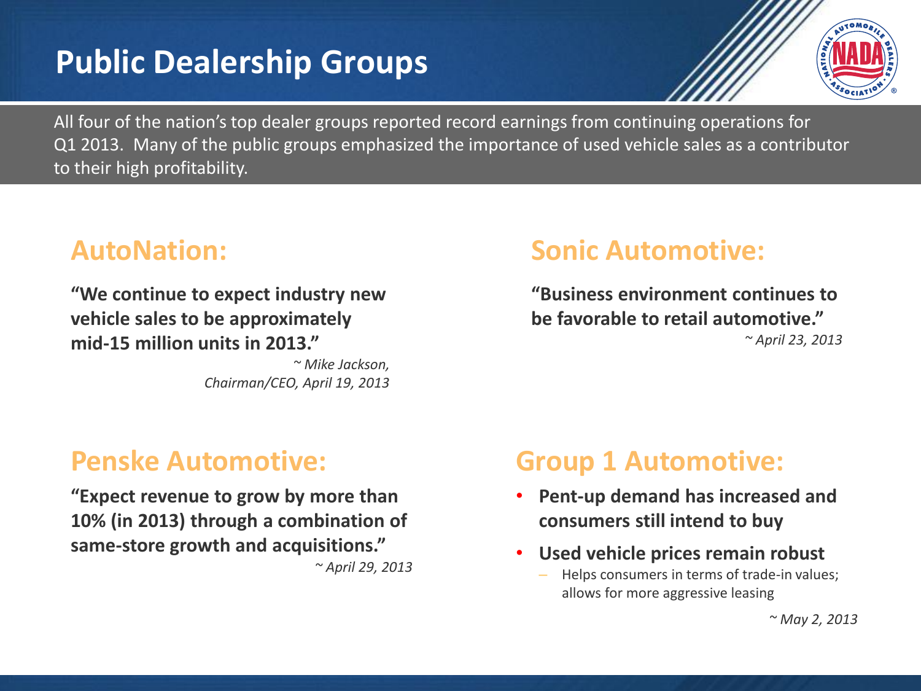# Public Dealership Groups

All four of the nation's top dealer groups reported record earnings from continuing operations for Q1 2013. Many of the public groups emphasized the importance of used vehicle sales as a contributor to their high profitability.

## AutoNation:

**"We continue to expect industry new vehicle sales to be approximately mid-15 million units in 2013."**

*~ Mike Jackson, Chairman/CEO, April 19, 2013*

## Sonic Automotive:

**"Business environment continues to be favorable to retail automotive."**

*~ April 23, 2013*

## Penske Automotive:

**"Expect revenue to grow by more than 10% (in 2013) through a combination of same-store growth and acquisitions."**

*~ April 29, 2013*

## Group 1 Automotive:

- **Pent-up demand has increased and consumers still intend to buy**
- **Used vehicle prices remain robust**
  - Helps consumers in terms of trade-in values; allows for more aggressive leasing

*~ May 2, 2013*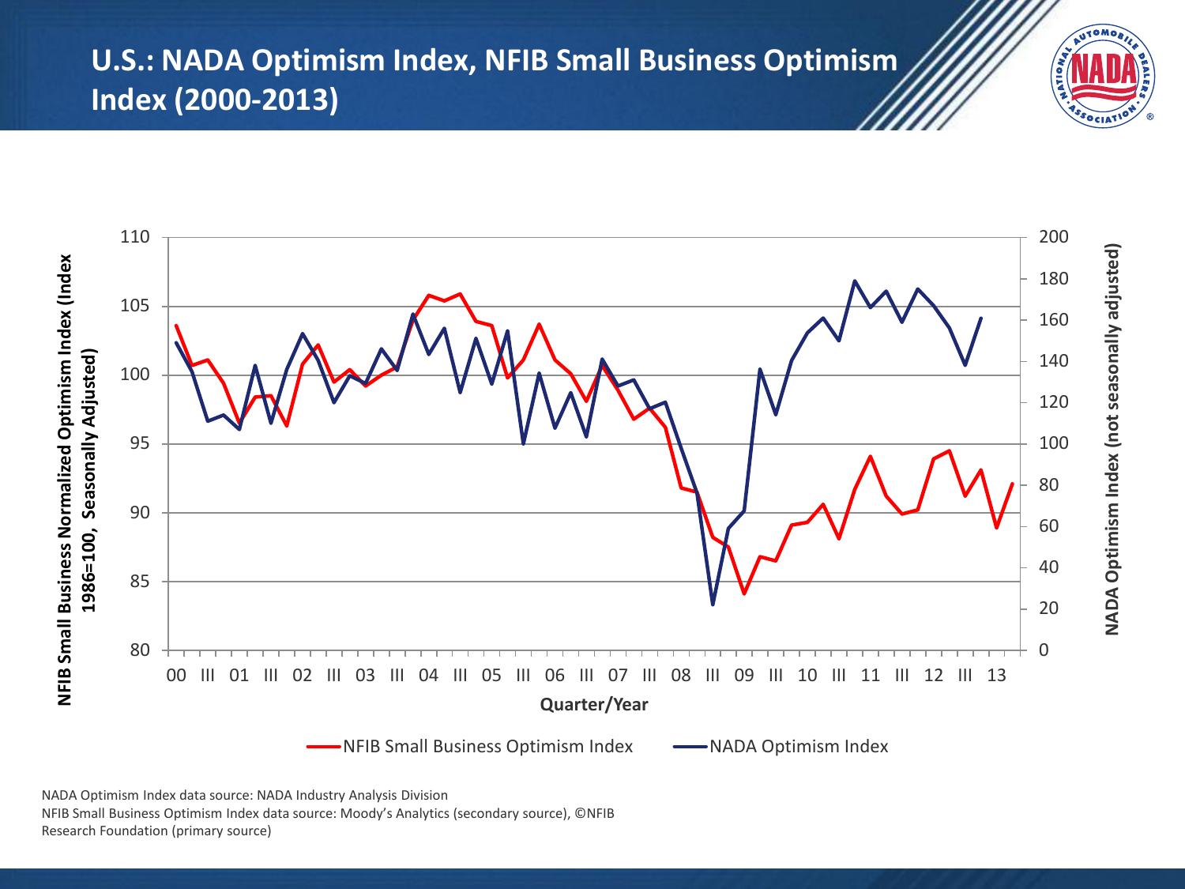# U.S.: NADA Optimism Index, NFIB Small Business Optimism Index (2000-2013)

NADA Optimism Index data source: NADA Industry Analysis Division

NFIB Small Business Optimism Index data source: Moody's Analytics (secondary source), ©NFIB Research Foundation (primary source)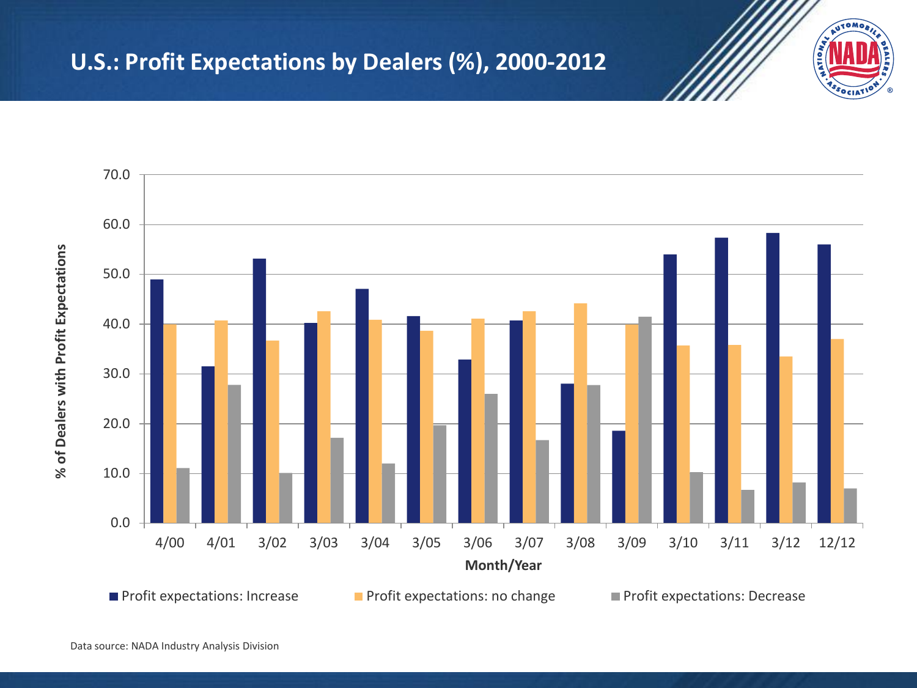# U.S.: Profit Expectations by Dealers (%), 2000-2012

% of Dealers with Profit Expectations

70.0
60.0
50.0
40.0
30.0
20.0
10.0
0.0

4/00 4/01 3/02 3/03 3/04 3/05 3/06 3/07 3/08 3/09 3/10 3/11 3/12 12/12

Month/Year

Profit expectations: Increase
Profit expectations: no change
Profit expectations: Decrease

Data source: NADA Industry Analysis Division